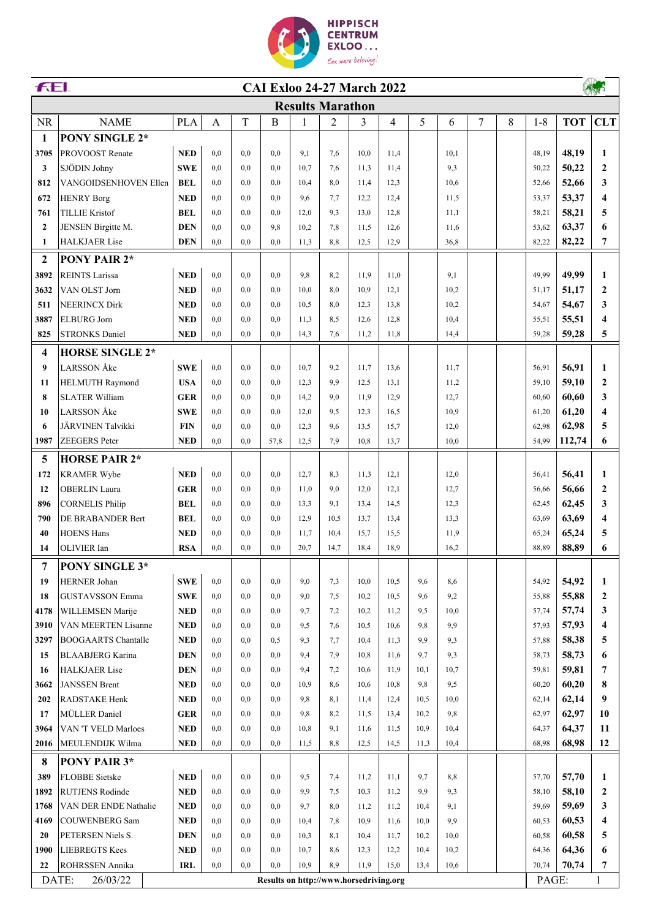HIPPISCH CENTRUM EXLOO ...

Een ware beleving!

# CAI Exloo 24-27 March 2022

## Results Marathon

| NR | NAME | PLA | A | T | B | 1 | 2 | 3 | 4 | 5 | 6 | 7 | 8 | 1-8 | TOT | CLT |
|---|---|---|---|---|---|---|---|---|---|---|---|---|---|---|---|---|
| **1** | **PONY SINGLE 2*** | | | | | | | | | | | | | | | |
| 3705 | PROVOOST Renate | NED | 0,0 | 0,0 | 0,0 | 9,1 | 7,6 | 10,0 | 11,4 | | 10,1 | | | 48,19 | 48,19 | 1 |
| 3 | SJÖDIN Johny | SWE | 0,0 | 0,0 | 0,0 | 10,7 | 7,6 | 11,3 | 11,4 | | 9,3 | | | 50,22 | 50,22 | 2 |
| 812 | VANGOIDSENHOVEN Ellen | BEL | 0,0 | 0,0 | 0,0 | 10,4 | 8,0 | 11,4 | 12,3 | | 10,6 | | | 52,66 | 52,66 | 3 |
| 672 | HENRY Borg | NED | 0,0 | 0,0 | 0,0 | 9,6 | 7,7 | 12,2 | 12,4 | | 11,5 | | | 53,37 | 53,37 | 4 |
| 761 | TILLIE Kristof | BEL | 0,0 | 0,0 | 0,0 | 12,0 | 9,3 | 13,0 | 12,8 | | 11,1 | | | 58,21 | 58,21 | 5 |
| 2 | JENSEN Birgitte M. | DEN | 0,0 | 0,0 | 9,8 | 10,2 | 7,8 | 11,5 | 12,6 | | 11,6 | | | 53,62 | 63,37 | 6 |
| 1 | HALKJAER Lise | DEN | 0,0 | 0,0 | 0,0 | 11,3 | 8,8 | 12,5 | 12,9 | | 36,8 | | | 82,22 | 82,22 | 7 |
| **2** | **PONY PAIR 2*** | | | | | | | | | | | | | | | |
| 3892 | REINTS Larissa | NED | 0,0 | 0,0 | 0,0 | 9,8 | 8,2 | 11,9 | 11,0 | | 9,1 | | | 49,99 | 49,99 | 1 |
| 3632 | VAN OLST Jorn | NED | 0,0 | 0,0 | 0,0 | 10,0 | 8,0 | 10,9 | 12,1 | | 10,2 | | | 51,17 | 51,17 | 2 |
| 511 | NEERINCX Dirk | NED | 0,0 | 0,0 | 0,0 | 10,5 | 8,0 | 12,3 | 13,8 | | 10,2 | | | 54,67 | 54,67 | 3 |
| 3887 | ELBURG Jorn | NED | 0,0 | 0,0 | 0,0 | 11,3 | 8,5 | 12,6 | 12,8 | | 10,4 | | | 55,51 | 55,51 | 4 |
| 825 | STRONKS Daniel | NED | 0,0 | 0,0 | 0,0 | 14,3 | 7,6 | 11,2 | 11,8 | | 14,4 | | | 59,28 | 59,28 | 5 |
| **4** | **HORSE SINGLE 2*** | | | | | | | | | | | | | | | |
| 9 | LARSSON Åke | SWE | 0,0 | 0,0 | 0,0 | 10,7 | 9,2 | 11,7 | 13,6 | | 11,7 | | | 56,91 | 56,91 | 1 |
| 11 | HELMUTH Raymond | USA | 0,0 | 0,0 | 0,0 | 12,3 | 9,9 | 12,5 | 13,1 | | 11,2 | | | 59,10 | 59,10 | 2 |
| 8 | SLATER William | GER | 0,0 | 0,0 | 0,0 | 14,2 | 9,0 | 11,9 | 12,9 | | 12,7 | | | 60,60 | 60,60 | 3 |
| 10 | LARSSON Åke | SWE | 0,0 | 0,0 | 0,0 | 12,0 | 9,5 | 12,3 | 16,5 | | 10,9 | | | 61,20 | 61,20 | 4 |
| 6 | JÄRVINEN Talvikki | FIN | 0,0 | 0,0 | 0,0 | 12,3 | 9,6 | 13,5 | 15,7 | | 12,0 | | | 62,98 | 62,98 | 5 |
| 1987 | ZEEGERS Peter | NED | 0,0 | 0,0 | 57,8 | 12,5 | 7,9 | 10,8 | 13,7 | | 10,0 | | | 54,99 | 112,74 | 6 |
| **5** | **HORSE PAIR 2*** | | | | | | | | | | | | | | | |
| 172 | KRAMER Wybe | NED | 0,0 | 0,0 | 0,0 | 12,7 | 8,3 | 11,3 | 12,1 | | 12,0 | | | 56,41 | 56,41 | 1 |
| 12 | OBERLIN Laura | GER | 0,0 | 0,0 | 0,0 | 11,0 | 9,0 | 12,0 | 12,1 | | 12,7 | | | 56,66 | 56,66 | 2 |
| 896 | CORNELIS Philip | BEL | 0,0 | 0,0 | 0,0 | 13,3 | 9,1 | 13,4 | 14,5 | | 12,3 | | | 62,45 | 62,45 | 3 |
| 790 | DE BRABANDER Bert | BEL | 0,0 | 0,0 | 0,0 | 12,9 | 10,5 | 13,7 | 13,4 | | 13,3 | | | 63,69 | 63,69 | 4 |
| 40 | HOENS Hans | NED | 0,0 | 0,0 | 0,0 | 11,7 | 10,4 | 15,7 | 15,5 | | 11,9 | | | 65,24 | 65,24 | 5 |
| 14 | OLIVIER Ian | RSA | 0,0 | 0,0 | 0,0 | 20,7 | 14,7 | 18,4 | 18,9 | | 16,2 | | | 88,89 | 88,89 | 6 |
| **7** | **PONY SINGLE 3*** | | | | | | | | | | | | | | | |
| 19 | HERNER Johan | SWE | 0,0 | 0,0 | 0,0 | 9,0 | 7,3 | 10,0 | 10,5 | 9,6 | 8,6 | | | 54,92 | 54,92 | 1 |
| 18 | GUSTAVSSON Emma | SWE | 0,0 | 0,0 | 0,0 | 9,0 | 7,5 | 10,2 | 10,5 | 9,6 | 9,2 | | | 55,88 | 55,88 | 2 |
| 4178 | WILLEMSEN Marije | NED | 0,0 | 0,0 | 0,0 | 9,7 | 7,2 | 10,2 | 11,2 | 9,5 | 10,0 | | | 57,74 | 57,74 | 3 |
| 3910 | VAN MEERTEN Lisanne | NED | 0,0 | 0,0 | 0,0 | 9,5 | 7,6 | 10,5 | 10,6 | 9,8 | 9,9 | | | 57,93 | 57,93 | 4 |
| 3297 | BOOGAARTS Chantalle | NED | 0,0 | 0,0 | 0,5 | 9,3 | 7,7 | 10,4 | 11,3 | 9,9 | 9,3 | | | 57,88 | 58,38 | 5 |
| 15 | BLAABJERG Karina | DEN | 0,0 | 0,0 | 0,0 | 9,4 | 7,9 | 10,8 | 11,6 | 9,7 | 9,3 | | | 58,73 | 58,73 | 6 |
| 16 | HALKJAER Lise | DEN | 0,0 | 0,0 | 0,0 | 9,4 | 7,2 | 10,6 | 11,9 | 10,1 | 10,7 | | | 59,81 | 59,81 | 7 |
| 3662 | JANSSEN Brent | NED | 0,0 | 0,0 | 0,0 | 10,9 | 8,6 | 10,6 | 10,8 | 9,8 | 9,5 | | | 60,20 | 60,20 | 8 |
| 202 | RADSTAKE Henk | NED | 0,0 | 0,0 | 0,0 | 9,8 | 8,1 | 11,4 | 12,4 | 10,5 | 10,0 | | | 62,14 | 62,14 | 9 |
| 17 | MÜLLER Daniel | GER | 0,0 | 0,0 | 0,0 | 9,8 | 8,2 | 11,5 | 13,4 | 10,2 | 9,8 | | | 62,97 | 62,97 | 10 |
| 3964 | VAN 'T VELD Marloes | NED | 0,0 | 0,0 | 0,0 | 10,8 | 9,1 | 11,6 | 11,5 | 10,9 | 10,4 | | | 64,37 | 64,37 | 11 |
| 2016 | MEULENDIJK Wilma | NED | 0,0 | 0,0 | 0,0 | 11,5 | 8,8 | 12,5 | 14,5 | 11,3 | 10,4 | | | 68,98 | 68,98 | 12 |
| **8** | **PONY PAIR 3*** | | | | | | | | | | | | | | | |
| 389 | FLOBBE Sietske | NED | 0,0 | 0,0 | 0,0 | 9,5 | 7,4 | 11,2 | 11,1 | 9,7 | 8,8 | | | 57,70 | 57,70 | 1 |
| 1892 | RUTJENS Rodinde | NED | 0,0 | 0,0 | 0,0 | 9,9 | 7,5 | 10,3 | 11,2 | 9,9 | 9,3 | | | 58,10 | 58,10 | 2 |
| 1768 | VAN DER ENDE Nathalie | NED | 0,0 | 0,0 | 0,0 | 9,7 | 8,0 | 11,2 | 11,2 | 10,4 | 9,1 | | | 59,69 | 59,69 | 3 |
| 4169 | COUWENBERG Sam | NED | 0,0 | 0,0 | 0,0 | 10,4 | 7,8 | 10,9 | 11,6 | 10,0 | 9,9 | | | 60,53 | 60,53 | 4 |
| 20 | PETERSEN Niels S. | DEN | 0,0 | 0,0 | 0,0 | 10,3 | 8,1 | 10,4 | 11,7 | 10,2 | 10,0 | | | 60,58 | 60,58 | 5 |
| 1900 | LIEBREGTS Kees | NED | 0,0 | 0,0 | 0,0 | 10,7 | 8,6 | 12,3 | 12,2 | 10,4 | 10,2 | | | 64,36 | 64,36 | 6 |
| 22 | ROHRSSEN Annika | IRL | 0,0 | 0,0 | 0,0 | 10,9 | 8,9 | 11,9 | 15,0 | 13,4 | 10,6 | | | 70,74 | 70,74 | 7 |

DATE: 26/03/22 — Results on http://www.horsedriving.org — PAGE: 1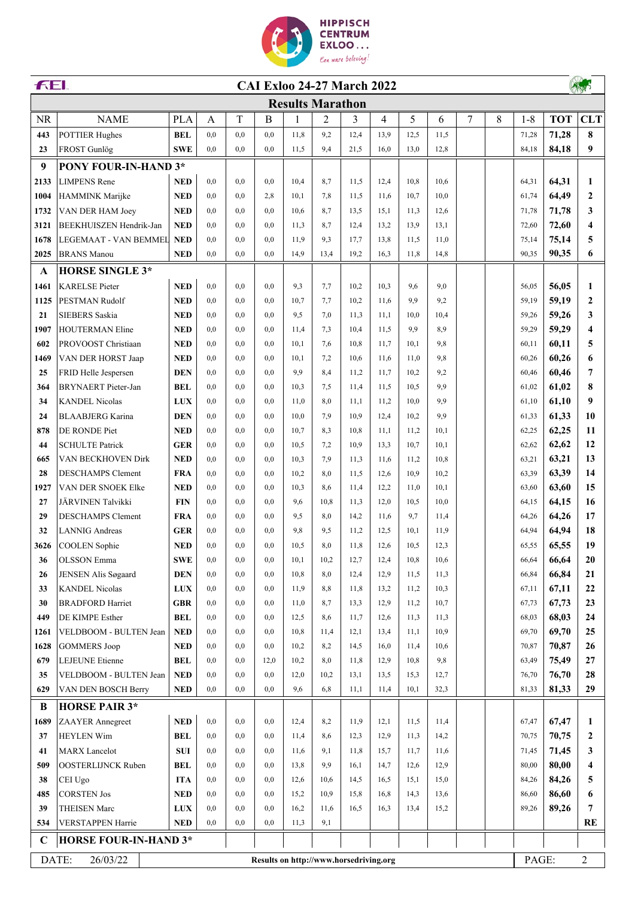# CAI Exloo 24-27 March 2022

## Results Marathon

| NR | NAME | PLA | A | T | B | 1 | 2 | 3 | 4 | 5 | 6 | 7 | 8 | 1-8 | TOT | CLT |
|---|---|---|---|---|---|---|---|---|---|---|---|---|---|---|---|---|
| 443 | POTTIER Hughes | BEL | 0,0 | 0,0 | 0,0 | 11,8 | 9,2 | 12,4 | 13,9 | 12,5 | 11,5 | | | 71,28 | 71,28 | 8 |
| 23 | FROST Gunlög | SWE | 0,0 | 0,0 | 0,0 | 11,5 | 9,4 | 21,5 | 16,0 | 13,0 | 12,8 | | | 84,18 | 84,18 | 9 |
| 9 | PONY FOUR-IN-HAND 3* | | | | | | | | | | | | | | | |
| 2133 | LIMPENS Rene | NED | 0,0 | 0,0 | 0,0 | 10,4 | 8,7 | 11,5 | 12,4 | 10,8 | 10,6 | | | 64,31 | 64,31 | 1 |
| 1004 | HAMMINK Marijke | NED | 0,0 | 0,0 | 2,8 | 10,1 | 7,8 | 11,5 | 11,6 | 10,7 | 10,0 | | | 61,74 | 64,49 | 2 |
| 1732 | VAN DER HAM Joey | NED | 0,0 | 0,0 | 0,0 | 10,6 | 8,7 | 13,5 | 15,1 | 11,3 | 12,6 | | | 71,78 | 71,78 | 3 |
| 3121 | BEEKHUISZEN Hendrik-Jan | NED | 0,0 | 0,0 | 0,0 | 11,3 | 8,7 | 12,4 | 13,2 | 13,9 | 13,1 | | | 72,60 | 72,60 | 4 |
| 1678 | LEGEMAAT - VAN BEMMEL | NED | 0,0 | 0,0 | 0,0 | 11,9 | 9,3 | 17,7 | 13,8 | 11,5 | 11,0 | | | 75,14 | 75,14 | 5 |
| 2025 | BRANS Manou | NED | 0,0 | 0,0 | 0,0 | 14,9 | 13,4 | 19,2 | 16,3 | 11,8 | 14,8 | | | 90,35 | 90,35 | 6 |
| A | HORSE SINGLE 3* | | | | | | | | | | | | | | | |
| 1461 | KARELSE Pieter | NED | 0,0 | 0,0 | 0,0 | 9,3 | 7,7 | 10,2 | 10,3 | 9,6 | 9,0 | | | 56,05 | 56,05 | 1 |
| 1125 | PESTMAN Rudolf | NED | 0,0 | 0,0 | 0,0 | 10,7 | 7,7 | 10,2 | 11,6 | 9,9 | 9,2 | | | 59,19 | 59,19 | 2 |
| 21 | SIEBERS Saskia | NED | 0,0 | 0,0 | 0,0 | 9,5 | 7,0 | 11,3 | 11,1 | 10,0 | 10,4 | | | 59,26 | 59,26 | 3 |
| 1907 | HOUTERMAN Eline | NED | 0,0 | 0,0 | 0,0 | 11,4 | 7,3 | 10,4 | 11,5 | 9,9 | 8,9 | | | 59,29 | 59,29 | 4 |
| 602 | PROVOOST Christiaan | NED | 0,0 | 0,0 | 0,0 | 10,1 | 7,6 | 10,8 | 11,7 | 10,1 | 9,8 | | | 60,11 | 60,11 | 5 |
| 1469 | VAN DER HORST Jaap | NED | 0,0 | 0,0 | 0,0 | 10,1 | 7,2 | 10,6 | 11,6 | 11,0 | 9,8 | | | 60,26 | 60,26 | 6 |
| 25 | FRID Helle Jespersen | DEN | 0,0 | 0,0 | 0,0 | 9,9 | 8,4 | 11,2 | 11,7 | 10,2 | 9,2 | | | 60,46 | 60,46 | 7 |
| 364 | BRYNAERT Pieter-Jan | BEL | 0,0 | 0,0 | 0,0 | 10,3 | 7,5 | 11,4 | 11,5 | 10,5 | 9,9 | | | 61,02 | 61,02 | 8 |
| 34 | KANDEL Nicolas | LUX | 0,0 | 0,0 | 0,0 | 11,0 | 8,0 | 11,1 | 11,2 | 10,0 | 9,9 | | | 61,10 | 61,10 | 9 |
| 24 | BLAABJERG Karina | DEN | 0,0 | 0,0 | 0,0 | 10,0 | 7,9 | 10,9 | 12,4 | 10,2 | 9,9 | | | 61,33 | 61,33 | 10 |
| 878 | DE RONDE Piet | NED | 0,0 | 0,0 | 0,0 | 10,7 | 8,3 | 10,8 | 11,1 | 11,2 | 10,1 | | | 62,25 | 62,25 | 11 |
| 44 | SCHULTE Patrick | GER | 0,0 | 0,0 | 0,0 | 10,5 | 7,2 | 10,9 | 13,3 | 10,7 | 10,1 | | | 62,62 | 62,62 | 12 |
| 665 | VAN BECKHOVEN Dirk | NED | 0,0 | 0,0 | 0,0 | 10,3 | 7,9 | 11,3 | 11,6 | 11,2 | 10,8 | | | 63,21 | 63,21 | 13 |
| 28 | DESCHAMPS Clement | FRA | 0,0 | 0,0 | 0,0 | 10,2 | 8,0 | 11,5 | 12,6 | 10,9 | 10,2 | | | 63,39 | 63,39 | 14 |
| 1927 | VAN DER SNOEK Elke | NED | 0,0 | 0,0 | 0,0 | 10,3 | 8,6 | 11,4 | 12,2 | 11,0 | 10,1 | | | 63,60 | 63,60 | 15 |
| 27 | JÄRVINEN Talvikki | FIN | 0,0 | 0,0 | 0,0 | 9,6 | 10,8 | 11,3 | 12,0 | 10,5 | 10,0 | | | 64,15 | 64,15 | 16 |
| 29 | DESCHAMPS Clement | FRA | 0,0 | 0,0 | 0,0 | 9,5 | 8,0 | 14,2 | 11,6 | 9,7 | 11,4 | | | 64,26 | 64,26 | 17 |
| 32 | LANNIG Andreas | GER | 0,0 | 0,0 | 0,0 | 9,8 | 9,5 | 11,2 | 12,5 | 10,1 | 11,9 | | | 64,94 | 64,94 | 18 |
| 3626 | COOLEN Sophie | NED | 0,0 | 0,0 | 0,0 | 10,5 | 8,0 | 11,8 | 12,6 | 10,5 | 12,3 | | | 65,55 | 65,55 | 19 |
| 36 | OLSSON Emma | SWE | 0,0 | 0,0 | 0,0 | 10,1 | 10,2 | 12,7 | 12,4 | 10,8 | 10,6 | | | 66,64 | 66,64 | 20 |
| 26 | JENSEN Alis Søgaard | DEN | 0,0 | 0,0 | 0,0 | 10,8 | 8,0 | 12,4 | 12,9 | 11,5 | 11,3 | | | 66,84 | 66,84 | 21 |
| 33 | KANDEL Nicolas | LUX | 0,0 | 0,0 | 0,0 | 11,9 | 8,8 | 11,8 | 13,2 | 11,2 | 10,3 | | | 67,11 | 67,11 | 22 |
| 30 | BRADFORD Harriet | GBR | 0,0 | 0,0 | 0,0 | 11,0 | 8,7 | 13,3 | 12,9 | 11,2 | 10,7 | | | 67,73 | 67,73 | 23 |
| 449 | DE KIMPE Esther | BEL | 0,0 | 0,0 | 0,0 | 12,5 | 8,6 | 11,7 | 12,6 | 11,3 | 11,3 | | | 68,03 | 68,03 | 24 |
| 1261 | VELDBOOM - BULTEN Jean | NED | 0,0 | 0,0 | 0,0 | 10,8 | 11,4 | 12,1 | 13,4 | 11,1 | 10,9 | | | 69,70 | 69,70 | 25 |
| 1628 | GOMMERS Joop | NED | 0,0 | 0,0 | 0,0 | 10,2 | 8,2 | 14,5 | 16,0 | 11,4 | 10,6 | | | 70,87 | 70,87 | 26 |
| 679 | LEJEUNE Etienne | BEL | 0,0 | 0,0 | 12,0 | 10,2 | 8,0 | 11,8 | 12,9 | 10,8 | 9,8 | | | 63,49 | 75,49 | 27 |
| 35 | VELDBOOM - BULTEN Jean | NED | 0,0 | 0,0 | 0,0 | 12,0 | 10,2 | 13,1 | 13,5 | 15,3 | 12,7 | | | 76,70 | 76,70 | 28 |
| 629 | VAN DEN BOSCH Berry | NED | 0,0 | 0,0 | 0,0 | 9,6 | 6,8 | 11,1 | 11,4 | 10,1 | 32,3 | | | 81,33 | 81,33 | 29 |
| B | HORSE PAIR 3* | | | | | | | | | | | | | | | |
| 1689 | ZAAYER Annegreet | NED | 0,0 | 0,0 | 0,0 | 12,4 | 8,2 | 11,9 | 12,1 | 11,5 | 11,4 | | | 67,47 | 67,47 | 1 |
| 37 | HEYLEN Wim | BEL | 0,0 | 0,0 | 0,0 | 11,4 | 8,6 | 12,3 | 12,9 | 11,3 | 14,2 | | | 70,75 | 70,75 | 2 |
| 41 | MARX Lancelot | SUI | 0,0 | 0,0 | 0,0 | 11,6 | 9,1 | 11,8 | 15,7 | 11,7 | 11,6 | | | 71,45 | 71,45 | 3 |
| 509 | OOSTERLIJNCK Ruben | BEL | 0,0 | 0,0 | 0,0 | 13,8 | 9,9 | 16,1 | 14,7 | 12,6 | 12,9 | | | 80,00 | 80,00 | 4 |
| 38 | CEI Ugo | ITA | 0,0 | 0,0 | 0,0 | 12,6 | 10,6 | 14,5 | 16,5 | 15,1 | 15,0 | | | 84,26 | 84,26 | 5 |
| 485 | CORSTEN Jos | NED | 0,0 | 0,0 | 0,0 | 15,2 | 10,9 | 15,8 | 16,8 | 14,3 | 13,6 | | | 86,60 | 86,60 | 6 |
| 39 | THEISEN Marc | LUX | 0,0 | 0,0 | 0,0 | 16,2 | 11,6 | 16,5 | 16,3 | 13,4 | 15,2 | | | 89,26 | 89,26 | 7 |
| 534 | VERSTAPPEN Harrie | NED | 0,0 | 0,0 | 0,0 | 11,3 | 9,1 | | | | | | | | | RE |
| C | HORSE FOUR-IN-HAND 3* | | | | | | | | | | | | | | | |

DATE: 26/03/22 — Results on http://www.horsedriving.org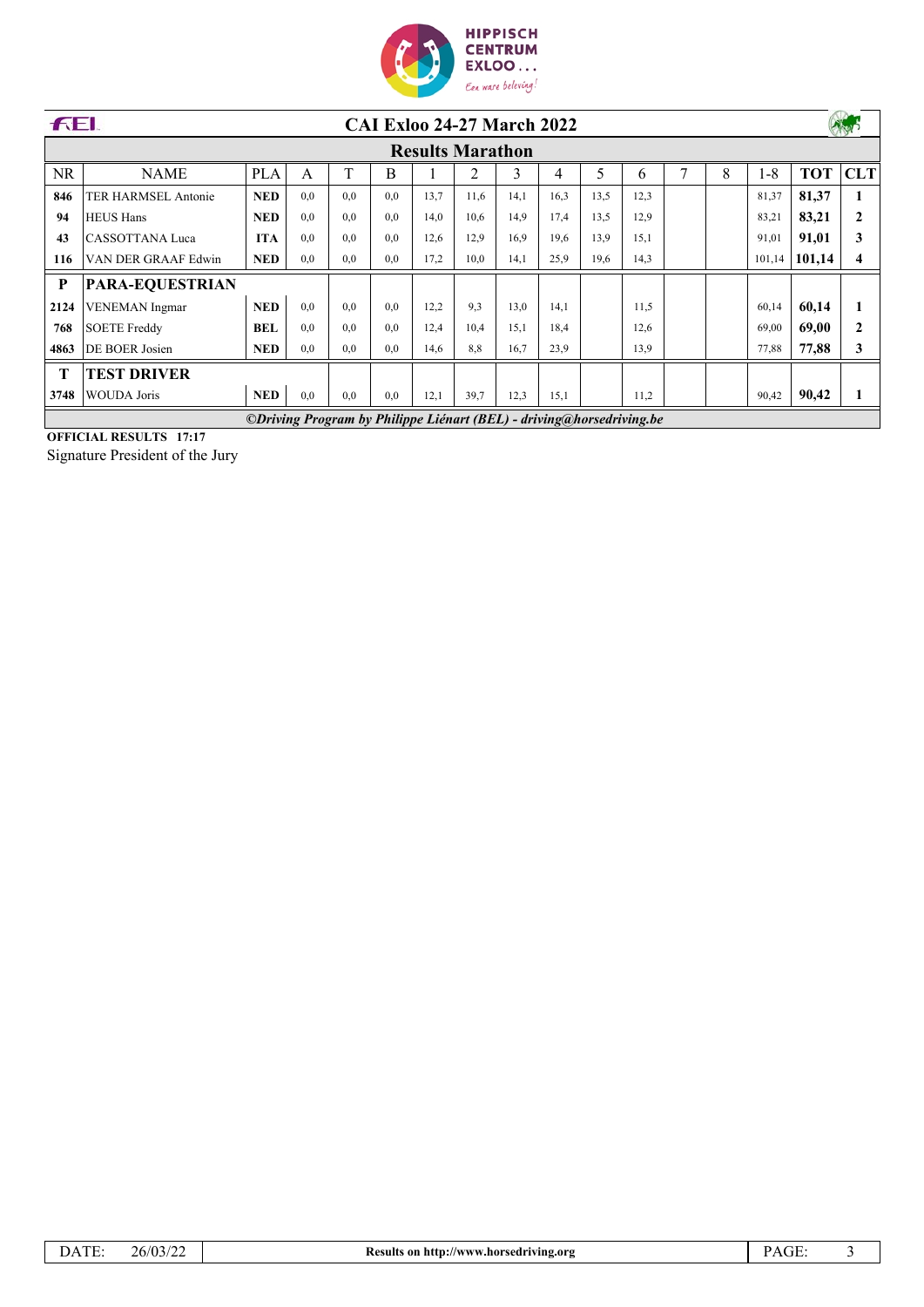HIPPISCH CENTRUM EXLOO...

Een ware beleving!

# CAI Exloo 24-27 March 2022

## Results Marathon

| NR | NAME | PLA | A | T | B | 1 | 2 | 3 | 4 | 5 | 6 | 7 | 8 | 1-8 | TOT | CLT |
|---|---|---|---|---|---|---|---|---|---|---|---|---|---|---|---|---|
| **846** | TER HARMSEL Antonie | **NED** | 0,0 | 0,0 | 0,0 | 13,7 | 11,6 | 14,1 | 16,3 | 13,5 | 12,3 | | | 81,37 | **81,37** | **1** |
| **94** | HEUS Hans | **NED** | 0,0 | 0,0 | 0,0 | 14,0 | 10,6 | 14,9 | 17,4 | 13,5 | 12,9 | | | 83,21 | **83,21** | **2** |
| **43** | CASSOTTANA Luca | **ITA** | 0,0 | 0,0 | 0,0 | 12,6 | 12,9 | 16,9 | 19,6 | 13,9 | 15,1 | | | 91,01 | **91,01** | **3** |
| **116** | VAN DER GRAAF Edwin | **NED** | 0,0 | 0,0 | 0,0 | 17,2 | 10,0 | 14,1 | 25,9 | 19,6 | 14,3 | | | 101,14 | **101,14** | **4** |
| **P** | **PARA-EQUESTRIAN** | | | | | | | | | | | | | | | |
| **2124** | VENEMAN Ingmar | **NED** | 0,0 | 0,0 | 0,0 | 12,2 | 9,3 | 13,0 | 14,1 | | 11,5 | | | 60,14 | **60,14** | **1** |
| **768** | SOETE Freddy | **BEL** | 0,0 | 0,0 | 0,0 | 12,4 | 10,4 | 15,1 | 18,4 | | 12,6 | | | 69,00 | **69,00** | **2** |
| **4863** | DE BOER Josien | **NED** | 0,0 | 0,0 | 0,0 | 14,6 | 8,8 | 16,7 | 23,9 | | 13,9 | | | 77,88 | **77,88** | **3** |
| **T** | **TEST DRIVER** | | | | | | | | | | | | | | | |
| **3748** | WOUDA Joris | **NED** | 0,0 | 0,0 | 0,0 | 12,1 | 39,7 | 12,3 | 15,1 | | 11,2 | | | 90,42 | **90,42** | **1** |

***©Driving Program by Philippe Liénart (BEL) - driving@horsedriving.be***

**OFFICIAL RESULTS 17:17**

Signature President of the Jury

| DATE: | 26/03/22 | Results on http://www.horsedriving.org |
|---|---|---|